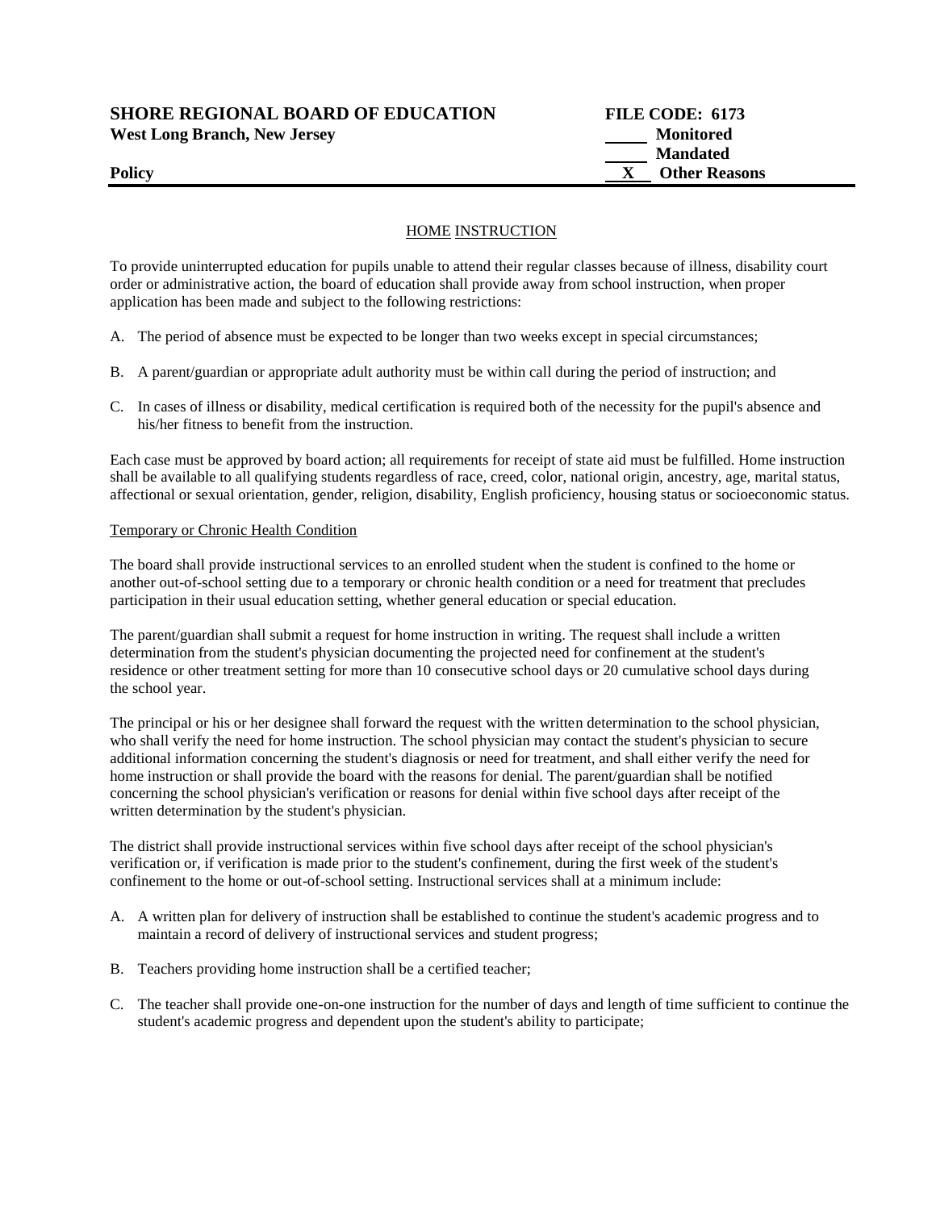**SHORE REGIONAL BOARD OF EDUCATION** | **FILE CODE: 6173**
**West Long Branch, New Jersey**

_____ **Monitored**
_____ **Mandated**
**Policy** __X__ **Other Reasons**

---

## HOME INSTRUCTION

To provide uninterrupted education for pupils unable to attend their regular classes because of illness, disability court order or administrative action, the board of education shall provide away from school instruction, when proper application has been made and subject to the following restrictions:

A. The period of absence must be expected to be longer than two weeks except in special circumstances;

B. A parent/guardian or appropriate adult authority must be within call during the period of instruction; and

C. In cases of illness or disability, medical certification is required both of the necessity for the pupil's absence and his/her fitness to benefit from the instruction.

Each case must be approved by board action; all requirements for receipt of state aid must be fulfilled. Home instruction shall be available to all qualifying students regardless of race, creed, color, national origin, ancestry, age, marital status, affectional or sexual orientation, gender, religion, disability, English proficiency, housing status or socioeconomic status.

### Temporary or Chronic Health Condition

The board shall provide instructional services to an enrolled student when the student is confined to the home or another out-of-school setting due to a temporary or chronic health condition or a need for treatment that precludes participation in their usual education setting, whether general education or special education.

The parent/guardian shall submit a request for home instruction in writing. The request shall include a written determination from the student's physician documenting the projected need for confinement at the student's residence or other treatment setting for more than 10 consecutive school days or 20 cumulative school days during the school year.

The principal or his or her designee shall forward the request with the written determination to the school physician, who shall verify the need for home instruction. The school physician may contact the student's physician to secure additional information concerning the student's diagnosis or need for treatment, and shall either verify the need for home instruction or shall provide the board with the reasons for denial. The parent/guardian shall be notified concerning the school physician's verification or reasons for denial within five school days after receipt of the written determination by the student's physician.

The district shall provide instructional services within five school days after receipt of the school physician's verification or, if verification is made prior to the student's confinement, during the first week of the student's confinement to the home or out-of-school setting. Instructional services shall at a minimum include:

A. A written plan for delivery of instruction shall be established to continue the student's academic progress and to maintain a record of delivery of instructional services and student progress;

B. Teachers providing home instruction shall be a certified teacher;

C. The teacher shall provide one-on-one instruction for the number of days and length of time sufficient to continue the student's academic progress and dependent upon the student's ability to participate;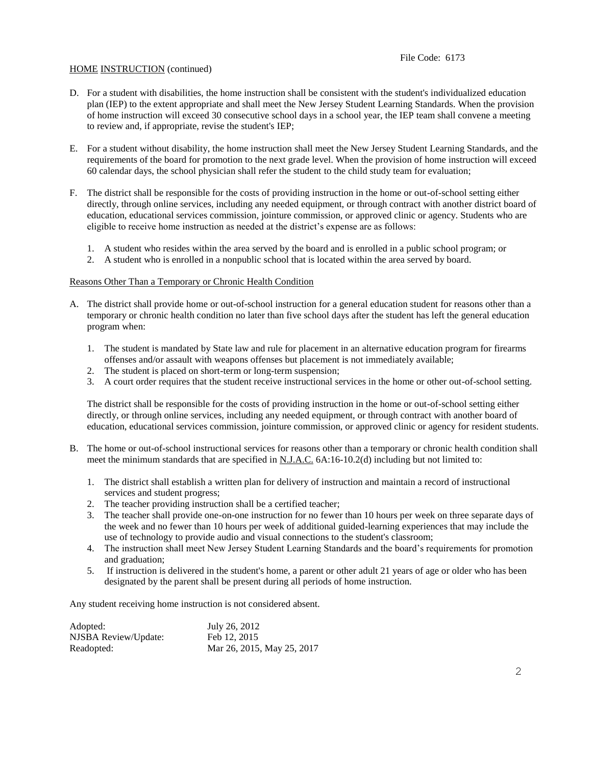HOME INSTRUCTION (continued)

D. For a student with disabilities, the home instruction shall be consistent with the student's individualized education plan (IEP) to the extent appropriate and shall meet the New Jersey Student Learning Standards. When the provision of home instruction will exceed 30 consecutive school days in a school year, the IEP team shall convene a meeting to review and, if appropriate, revise the student's IEP;

E. For a student without disability, the home instruction shall meet the New Jersey Student Learning Standards, and the requirements of the board for promotion to the next grade level. When the provision of home instruction will exceed 60 calendar days, the school physician shall refer the student to the child study team for evaluation;

F. The district shall be responsible for the costs of providing instruction in the home or out-of-school setting either directly, through online services, including any needed equipment, or through contract with another district board of education, educational services commission, jointure commission, or approved clinic or agency. Students who are eligible to receive home instruction as needed at the district's expense are as follows:

   1. A student who resides within the area served by the board and is enrolled in a public school program; or
   2. A student who is enrolled in a nonpublic school that is located within the area served by board.

Reasons Other Than a Temporary or Chronic Health Condition

A. The district shall provide home or out-of-school instruction for a general education student for reasons other than a temporary or chronic health condition no later than five school days after the student has left the general education program when:

   1. The student is mandated by State law and rule for placement in an alternative education program for firearms offenses and/or assault with weapons offenses but placement is not immediately available;
   2. The student is placed on short-term or long-term suspension;
   3. A court order requires that the student receive instructional services in the home or other out-of-school setting.

   The district shall be responsible for the costs of providing instruction in the home or out-of-school setting either directly, or through online services, including any needed equipment, or through contract with another board of education, educational services commission, jointure commission, or approved clinic or agency for resident students.

B. The home or out-of-school instructional services for reasons other than a temporary or chronic health condition shall meet the minimum standards that are specified in N.J.A.C. 6A:16-10.2(d) including but not limited to:

   1. The district shall establish a written plan for delivery of instruction and maintain a record of instructional services and student progress;
   2. The teacher providing instruction shall be a certified teacher;
   3. The teacher shall provide one-on-one instruction for no fewer than 10 hours per week on three separate days of the week and no fewer than 10 hours per week of additional guided-learning experiences that may include the use of technology to provide audio and visual connections to the student's classroom;
   4. The instruction shall meet New Jersey Student Learning Standards and the board's requirements for promotion and graduation;
   5. If instruction is delivered in the student's home, a parent or other adult 21 years of age or older who has been designated by the parent shall be present during all periods of home instruction.

Any student receiving home instruction is not considered absent.

| | |
|---|---|
| Adopted: | July 26, 2012 |
| NJSBA Review/Update: | Feb 12, 2015 |
| Readopted: | Mar 26, 2015, May 25, 2017 |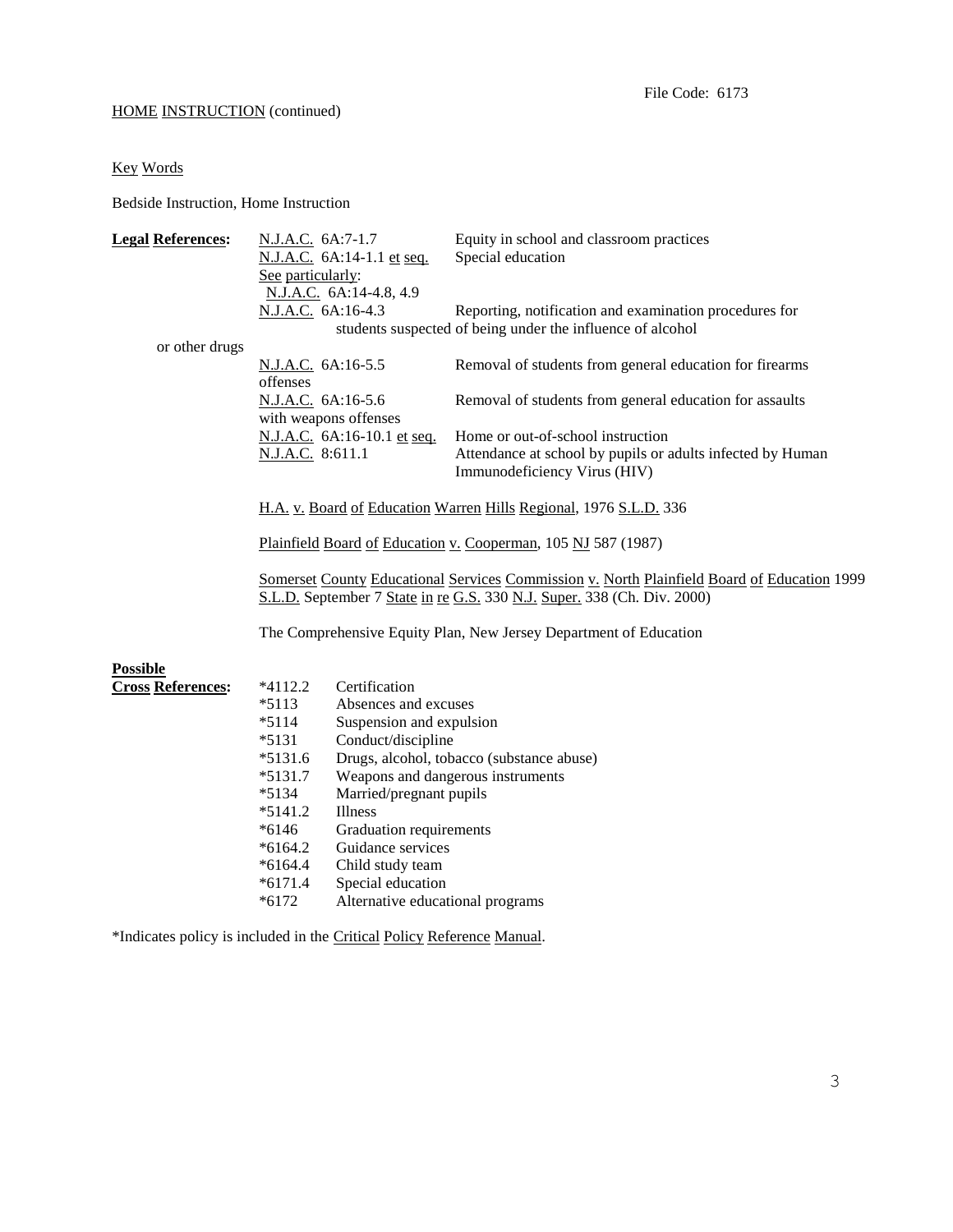File Code: 6173

HOME INSTRUCTION (continued)

Key Words

Bedside Instruction, Home Instruction

**Legal References:**

| | |
|---|---|
| N.J.A.C. 6A:7-1.7 | Equity in school and classroom practices |
| N.J.A.C. 6A:14-1.1 et seq. See particularly: N.J.A.C. 6A:14-4.8, 4.9 | Special education |
| N.J.A.C. 6A:16-4.3 | Reporting, notification and examination procedures for students suspected of being under the influence of alcohol or other drugs |
| N.J.A.C. 6A:16-5.5 | Removal of students from general education for firearms offenses |
| N.J.A.C. 6A:16-5.6 | Removal of students from general education for assaults with weapons offenses |
| N.J.A.C. 6A:16-10.1 et seq. | Home or out-of-school instruction |
| N.J.A.C. 8:611.1 | Attendance at school by pupils or adults infected by Human Immunodeficiency Virus (HIV) |

H.A. v. Board of Education Warren Hills Regional, 1976 S.L.D. 336

Plainfield Board of Education v. Cooperman, 105 NJ 587 (1987)

Somerset County Educational Services Commission v. North Plainfield Board of Education 1999 S.L.D. September 7 State in re G.S. 330 N.J. Super. 338 (Ch. Div. 2000)

The Comprehensive Equity Plan, New Jersey Department of Education

**Possible Cross References:**

| | |
|---|---|
| *4112.2 | Certification |
| *5113 | Absences and excuses |
| *5114 | Suspension and expulsion |
| *5131 | Conduct/discipline |
| *5131.6 | Drugs, alcohol, tobacco (substance abuse) |
| *5131.7 | Weapons and dangerous instruments |
| *5134 | Married/pregnant pupils |
| *5141.2 | Illness |
| *6146 | Graduation requirements |
| *6164.2 | Guidance services |
| *6164.4 | Child study team |
| *6171.4 | Special education |
| *6172 | Alternative educational programs |

*Indicates policy is included in the Critical Policy Reference Manual.